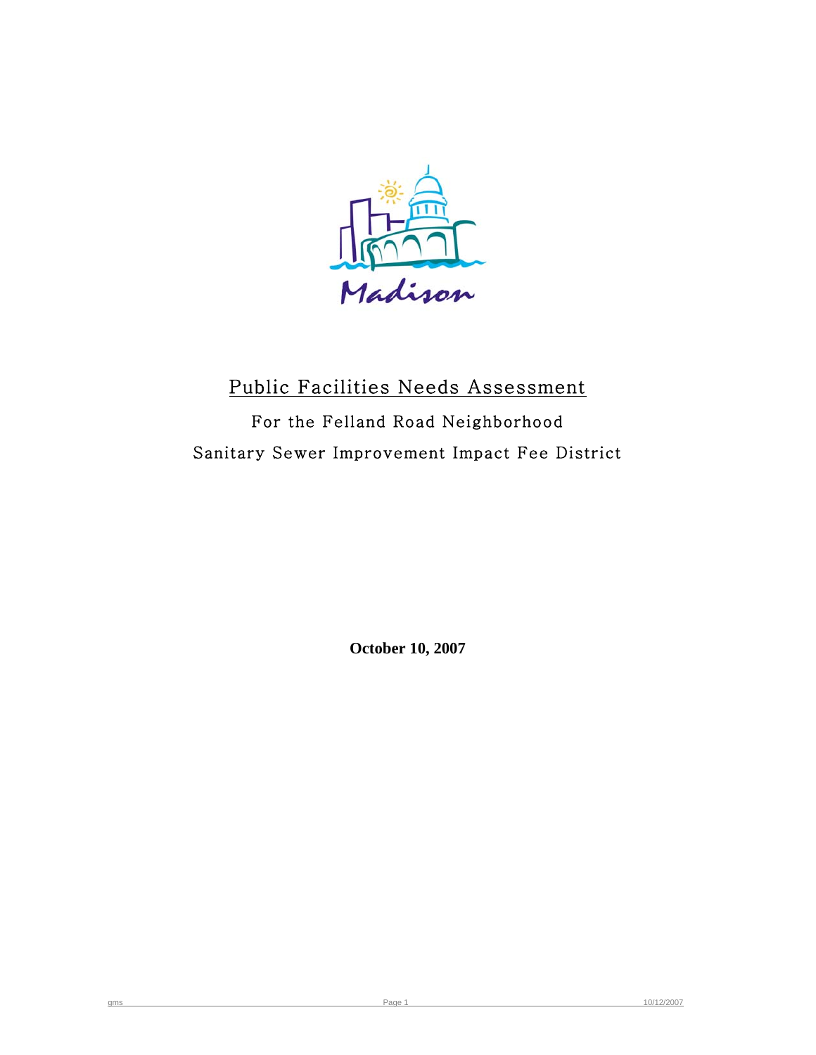Madison

# Public Facilities Needs Assessment

## For the Felland Road Neighborhood

## Sanitary Sewer Improvement Impact Fee District

**October 10, 2007**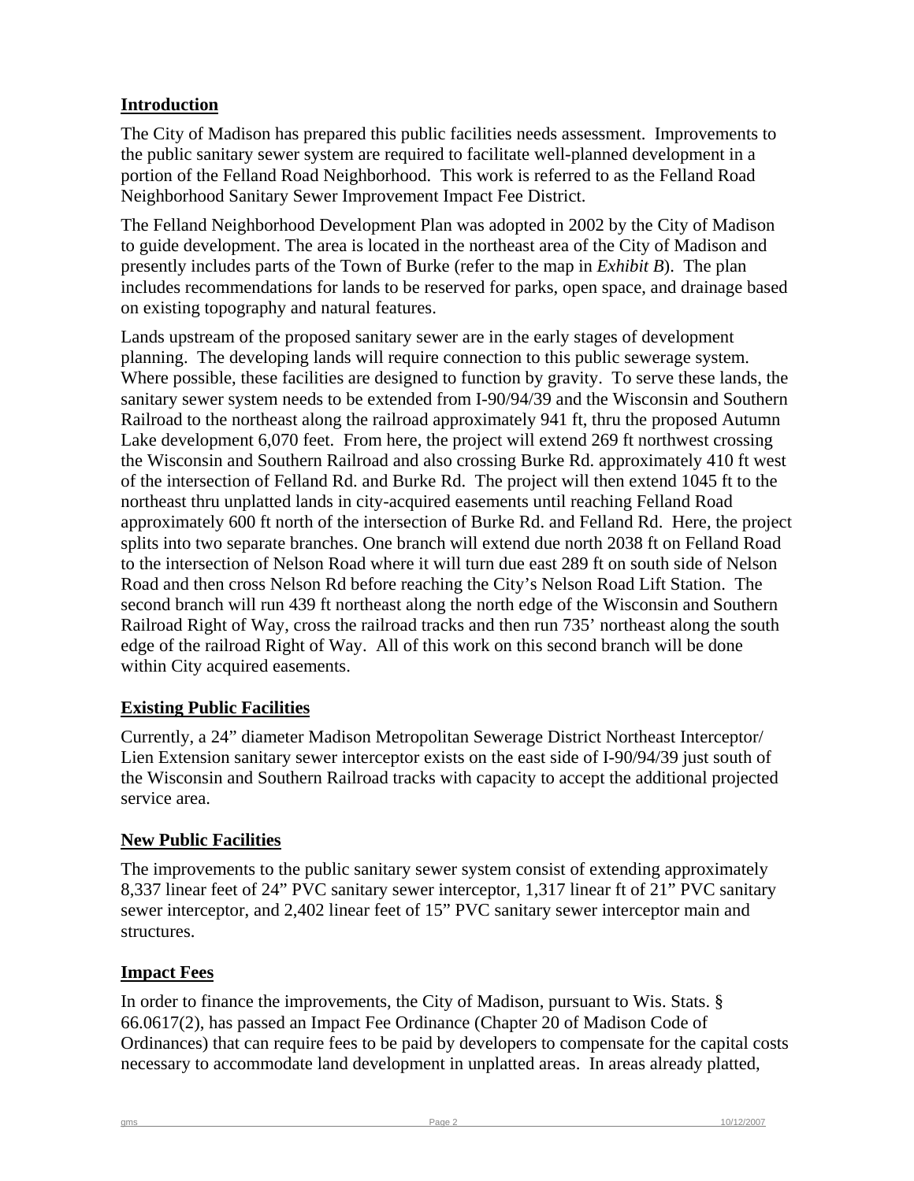## Introduction

The City of Madison has prepared this public facilities needs assessment. Improvements to the public sanitary sewer system are required to facilitate well-planned development in a portion of the Felland Road Neighborhood. This work is referred to as the Felland Road Neighborhood Sanitary Sewer Improvement Impact Fee District.

The Felland Neighborhood Development Plan was adopted in 2002 by the City of Madison to guide development. The area is located in the northeast area of the City of Madison and presently includes parts of the Town of Burke (refer to the map in *Exhibit B*). The plan includes recommendations for lands to be reserved for parks, open space, and drainage based on existing topography and natural features.

Lands upstream of the proposed sanitary sewer are in the early stages of development planning. The developing lands will require connection to this public sewerage system. Where possible, these facilities are designed to function by gravity. To serve these lands, the sanitary sewer system needs to be extended from I-90/94/39 and the Wisconsin and Southern Railroad to the northeast along the railroad approximately 941 ft, thru the proposed Autumn Lake development 6,070 feet. From here, the project will extend 269 ft northwest crossing the Wisconsin and Southern Railroad and also crossing Burke Rd. approximately 410 ft west of the intersection of Felland Rd. and Burke Rd. The project will then extend 1045 ft to the northeast thru unplatted lands in city-acquired easements until reaching Felland Road approximately 600 ft north of the intersection of Burke Rd. and Felland Rd. Here, the project splits into two separate branches. One branch will extend due north 2038 ft on Felland Road to the intersection of Nelson Road where it will turn due east 289 ft on south side of Nelson Road and then cross Nelson Rd before reaching the City's Nelson Road Lift Station. The second branch will run 439 ft northeast along the north edge of the Wisconsin and Southern Railroad Right of Way, cross the railroad tracks and then run 735' northeast along the south edge of the railroad Right of Way. All of this work on this second branch will be done within City acquired easements.

## Existing Public Facilities

Currently, a 24" diameter Madison Metropolitan Sewerage District Northeast Interceptor/ Lien Extension sanitary sewer interceptor exists on the east side of I-90/94/39 just south of the Wisconsin and Southern Railroad tracks with capacity to accept the additional projected service area.

## New Public Facilities

The improvements to the public sanitary sewer system consist of extending approximately 8,337 linear feet of 24" PVC sanitary sewer interceptor, 1,317 linear ft of 21" PVC sanitary sewer interceptor, and 2,402 linear feet of 15" PVC sanitary sewer interceptor main and structures.

## Impact Fees

In order to finance the improvements, the City of Madison, pursuant to Wis. Stats. § 66.0617(2), has passed an Impact Fee Ordinance (Chapter 20 of Madison Code of Ordinances) that can require fees to be paid by developers to compensate for the capital costs necessary to accommodate land development in unplatted areas. In areas already platted,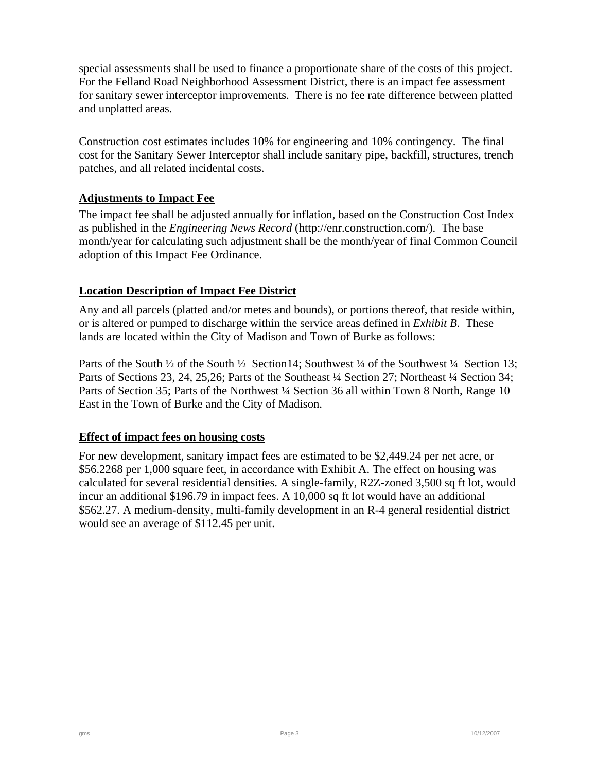special assessments shall be used to finance a proportionate share of the costs of this project. For the Felland Road Neighborhood Assessment District, there is an impact fee assessment for sanitary sewer interceptor improvements. There is no fee rate difference between platted and unplatted areas.

Construction cost estimates includes 10% for engineering and 10% contingency. The final cost for the Sanitary Sewer Interceptor shall include sanitary pipe, backfill, structures, trench patches, and all related incidental costs.

## Adjustments to Impact Fee

The impact fee shall be adjusted annually for inflation, based on the Construction Cost Index as published in the *Engineering News Record* (http://enr.construction.com/). The base month/year for calculating such adjustment shall be the month/year of final Common Council adoption of this Impact Fee Ordinance.

## Location Description of Impact Fee District

Any and all parcels (platted and/or metes and bounds), or portions thereof, that reside within, or is altered or pumped to discharge within the service areas defined in *Exhibit B.* These lands are located within the City of Madison and Town of Burke as follows:

Parts of the South ½ of the South ½ Section14; Southwest ¼ of the Southwest ¼ Section 13; Parts of Sections 23, 24, 25,26; Parts of the Southeast ¼ Section 27; Northeast ¼ Section 34; Parts of Section 35; Parts of the Northwest ¼ Section 36 all within Town 8 North, Range 10 East in the Town of Burke and the City of Madison.

## Effect of impact fees on housing costs

For new development, sanitary impact fees are estimated to be $2,449.24 per net acre, or $56.2268 per 1,000 square feet, in accordance with Exhibit A. The effect on housing was calculated for several residential densities. A single-family, R2Z-zoned 3,500 sq ft lot, would incur an additional $196.79 in impact fees. A 10,000 sq ft lot would have an additional $562.27. A medium-density, multi-family development in an R-4 general residential district would see an average of $112.45 per unit.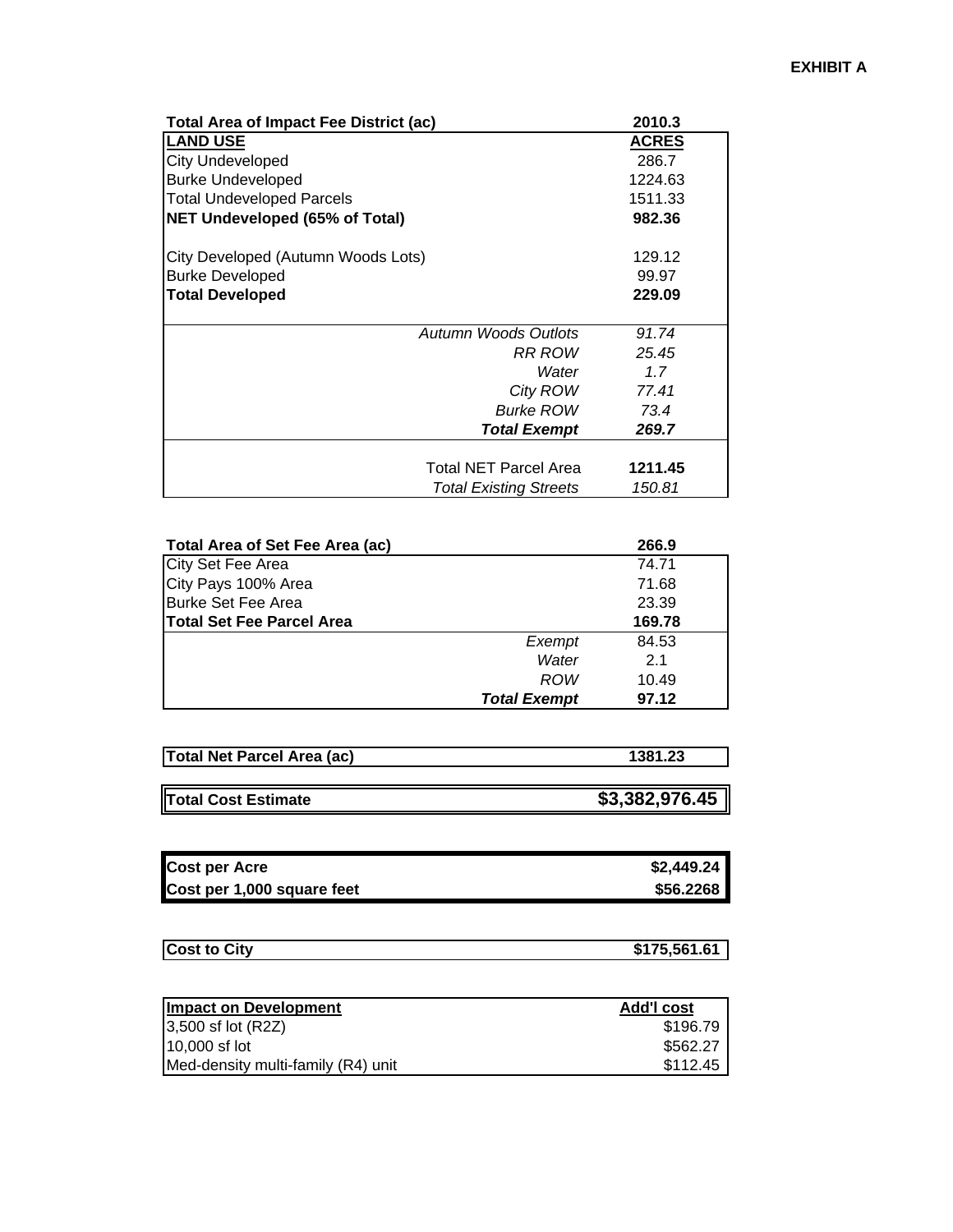**EXHIBIT A**

| Total Area of Impact Fee District (ac) | 2010.3 |
|---|---|
| **LAND USE** | **ACRES** |
| City Undeveloped | 286.7 |
| Burke Undeveloped | 1224.63 |
| Total Undeveloped Parcels | 1511.33 |
| **NET Undeveloped (65% of Total)** | **982.36** |
| | |
| City Developed (Autumn Woods Lots) | 129.12 |
| Burke Developed | 99.97 |
| **Total Developed** | **229.09** |
| | |
| *Autumn Woods Outlots* | *91.74* |
| *RR ROW* | *25.45* |
| *Water* | *1.7* |
| *City ROW* | *77.41* |
| *Burke ROW* | *73.4* |
| ***Total Exempt*** | ***269.7*** |
| | |
| Total NET Parcel Area | **1211.45** |
| *Total Existing Streets* | *150.81* |

| Total Area of Set Fee Area (ac) | 266.9 |
|---|---|
| City Set Fee Area | 74.71 |
| City Pays 100% Area | 71.68 |
| Burke Set Fee Area | 23.39 |
| **Total Set Fee Parcel Area** | **169.78** |
| *Exempt* | 84.53 |
| *Water* | 2.1 |
| *ROW* | 10.49 |
| ***Total Exempt*** | **97.12** |

| Total Net Parcel Area (ac) | 1381.23 |
|---|---|

| Total Cost Estimate | $3,382,976.45 |
|---|---|

| Cost per Acre | $2,449.24 |
|---|---|
| Cost per 1,000 square feet | $56.2268 |

| Cost to City | $175,561.61 |
|---|---|

| Impact on Development | Add'l cost |
|---|---|
| 3,500 sf lot (R2Z) | $196.79 |
| 10,000 sf lot | $562.27 |
| Med-density multi-family (R4) unit | $112.45 |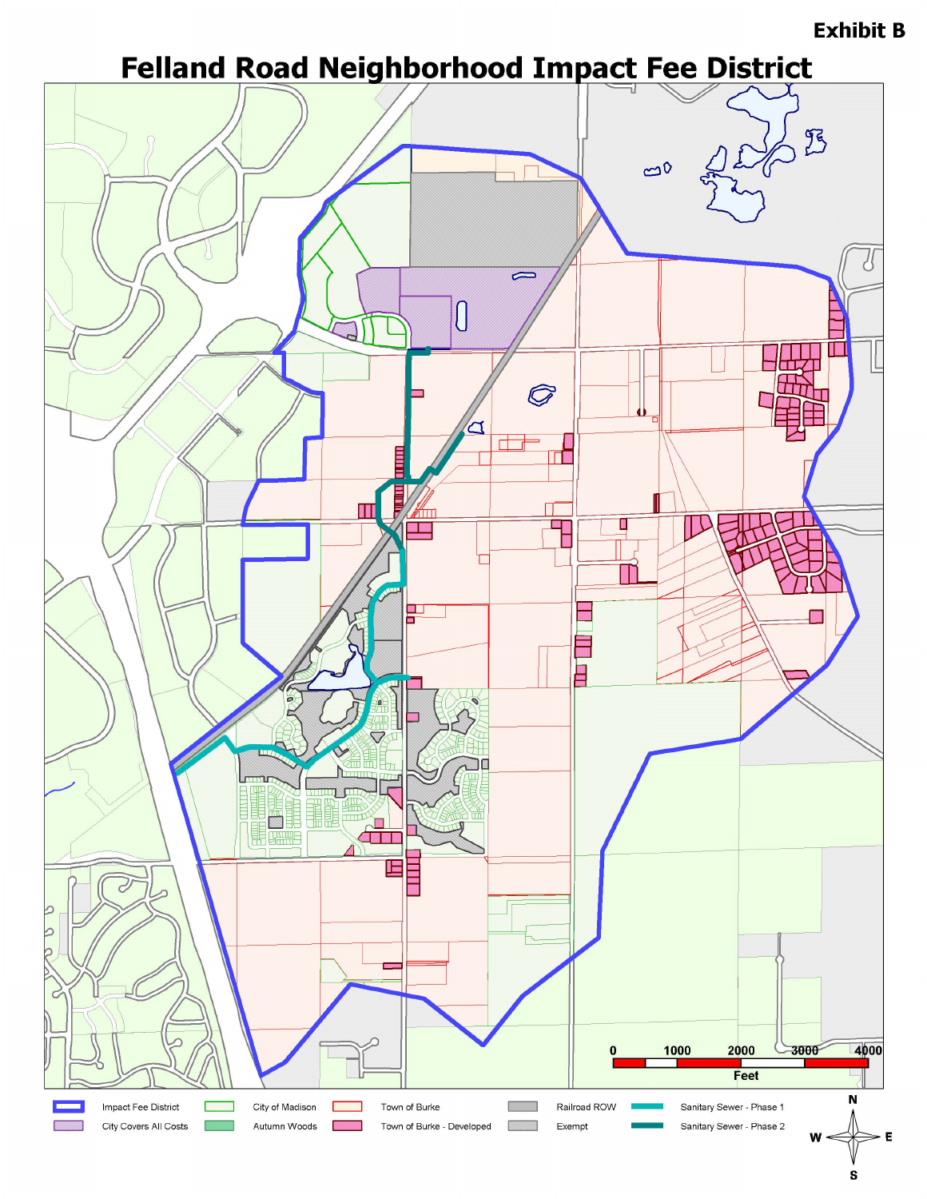Exhibit B

# Felland Road Neighborhood Impact Fee District

0 1000 2000 3000 4000

Feet

Impact Fee District

City Covers All Costs

City of Madison

Autumn Woods

Town of Burke

Town of Burke - Developed

Railroad ROW

Exempt

Sanitary Sewer - Phase 1

Sanitary Sewer - Phase 2

N

W E

S